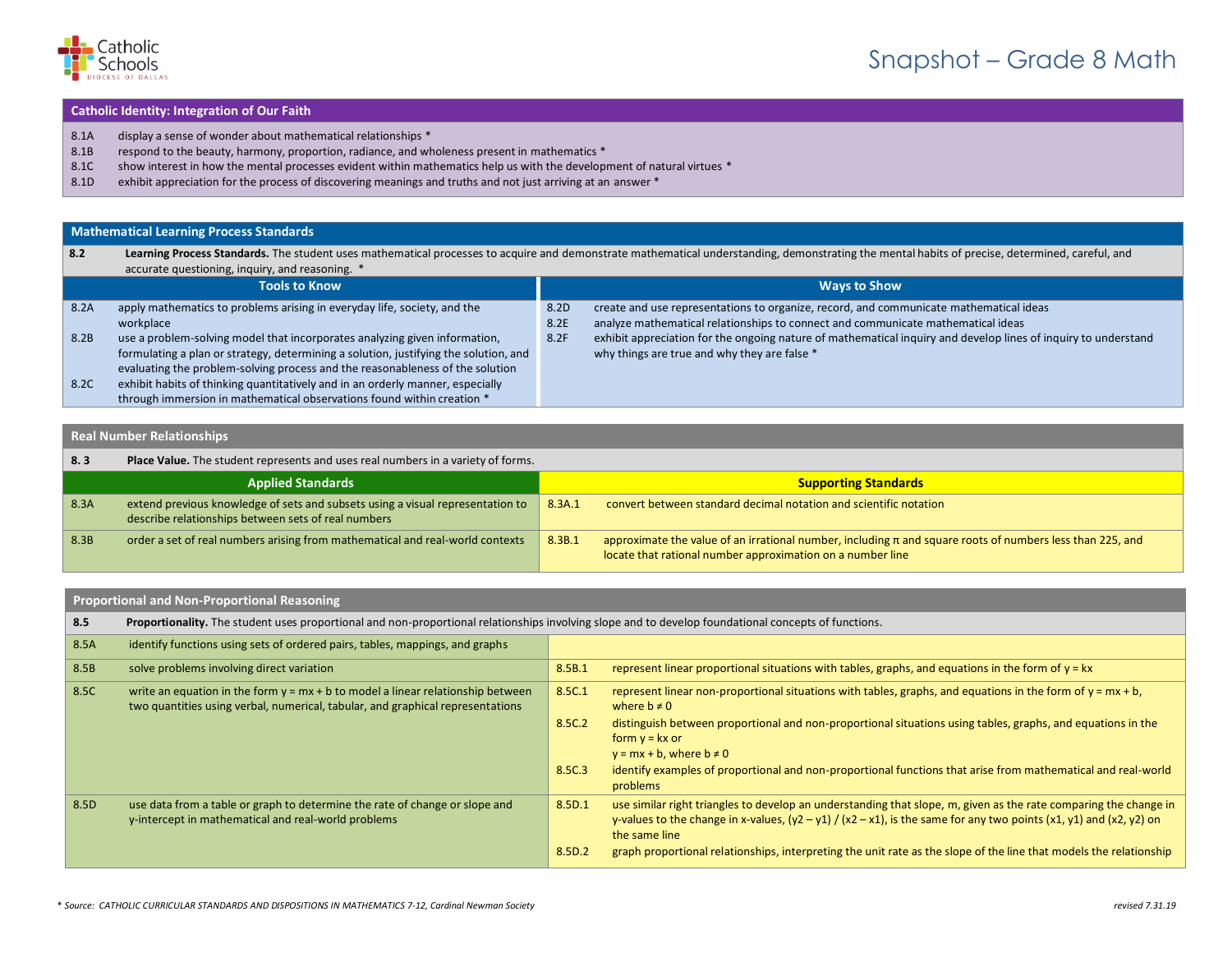# Snapshot – Grade 8 Math

## Catholic Identity: Integration of Our Faith

- 8.1A display a sense of wonder about mathematical relationships *
- 8.1B respond to the beauty, harmony, proportion, radiance, and wholeness present in mathematics *
- 8.1C show interest in how the mental processes evident within mathematics help us with the development of natural virtues *
- 8.1D exhibit appreciation for the process of discovering meanings and truths and not just arriving at an answer *

## Mathematical Learning Process Standards

**8.2 Learning Process Standards.** The student uses mathematical processes to acquire and demonstrate mathematical understanding, demonstrating the mental habits of precise, determined, careful, and accurate questioning, inquiry, and reasoning. *

| Tools to Know | | Ways to Show | |
|---|---|---|---|
| 8.2A | apply mathematics to problems arising in everyday life, society, and the workplace | 8.2D | create and use representations to organize, record, and communicate mathematical ideas |
| 8.2B | use a problem-solving model that incorporates analyzing given information, formulating a plan or strategy, determining a solution, justifying the solution, and evaluating the problem-solving process and the reasonableness of the solution | 8.2E | analyze mathematical relationships to connect and communicate mathematical ideas |
| 8.2C | exhibit habits of thinking quantitatively and in an orderly manner, especially through immersion in mathematical observations found within creation * | 8.2F | exhibit appreciation for the ongoing nature of mathematical inquiry and develop lines of inquiry to understand why things are true and why they are false * |

## Real Number Relationships

**8. 3 Place Value.** The student represents and uses real numbers in a variety of forms.

| Applied Standards | | Supporting Standards | |
|---|---|---|---|
| 8.3A | extend previous knowledge of sets and subsets using a visual representation to describe relationships between sets of real numbers | 8.3A.1 | convert between standard decimal notation and scientific notation |
| 8.3B | order a set of real numbers arising from mathematical and real-world contexts | 8.3B.1 | approximate the value of an irrational number, including π and square roots of numbers less than 225, and locate that rational number approximation on a number line |

## Proportional and Non-Proportional Reasoning

**8.5 Proportionality.** The student uses proportional and non-proportional relationships involving slope and to develop foundational concepts of functions.

| | | | |
|---|---|---|---|
| 8.5A | identify functions using sets of ordered pairs, tables, mappings, and graphs | | |
| 8.5B | solve problems involving direct variation | 8.5B.1 | represent linear proportional situations with tables, graphs, and equations in the form of $y = kx$ |
| 8.5C | write an equation in the form $y = mx + b$ to model a linear relationship between two quantities using verbal, numerical, tabular, and graphical representations | 8.5C.1 | represent linear non-proportional situations with tables, graphs, and equations in the form of $y = mx + b$, where $b \neq 0$ |
| | | 8.5C.2 | distinguish between proportional and non-proportional situations using tables, graphs, and equations in the form $y = kx$ or $y = mx + b$, where $b \neq 0$ |
| | | 8.5C.3 | identify examples of proportional and non-proportional functions that arise from mathematical and real-world problems |
| 8.5D | use data from a table or graph to determine the rate of change or slope and y-intercept in mathematical and real-world problems | 8.5D.1 | use similar right triangles to develop an understanding that slope, m, given as the rate comparing the change in y-values to the change in x-values, $(y_2 - y_1) / (x_2 - x_1)$, is the same for any two points $(x_1, y_1)$ and $(x_2, y_2)$ on the same line |
| | | 8.5D.2 | graph proportional relationships, interpreting the unit rate as the slope of the line that models the relationship |

*\* Source: CATHOLIC CURRICULAR STANDARDS AND DISPOSITIONS IN MATHEMATICS 7-12, Cardinal Newman Society*

*revised 7.31.19*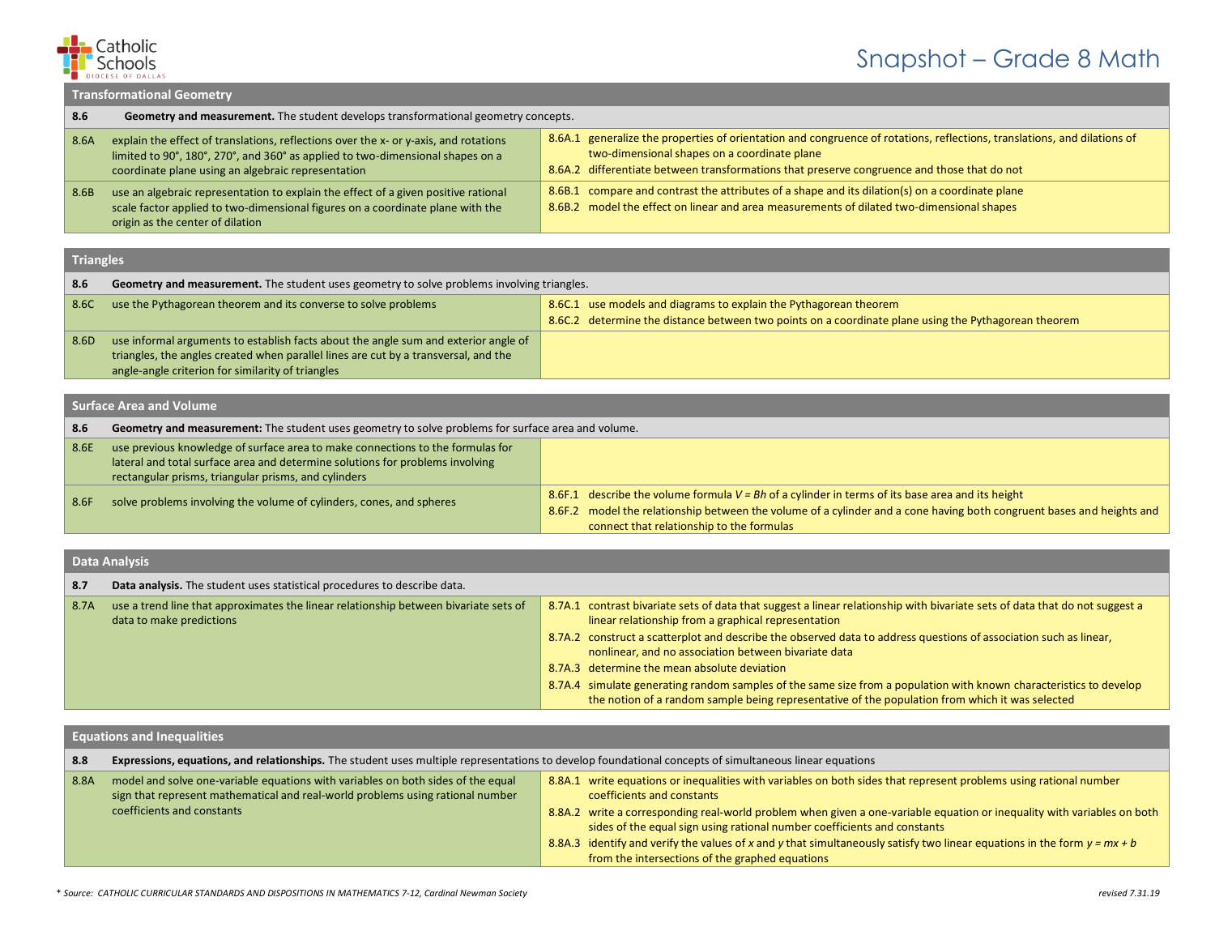# Snapshot – Grade 8 Math

## Transformational Geometry

| | | |
|---|---|---|
| **8.6** | **Geometry and measurement.** The student develops transformational geometry concepts. | |
| 8.6A | explain the effect of translations, reflections over the x- or y-axis, and rotations limited to 90°, 180°, 270°, and 360° as applied to two-dimensional shapes on a coordinate plane using an algebraic representation | 8.6A.1 generalize the properties of orientation and congruence of rotations, reflections, translations, and dilations of two-dimensional shapes on a coordinate plane<br>8.6A.2 differentiate between transformations that preserve congruence and those that do not |
| 8.6B | use an algebraic representation to explain the effect of a given positive rational scale factor applied to two-dimensional figures on a coordinate plane with the origin as the center of dilation | 8.6B.1 compare and contrast the attributes of a shape and its dilation(s) on a coordinate plane<br>8.6B.2 model the effect on linear and area measurements of dilated two-dimensional shapes |

## Triangles

| | | |
|---|---|---|
| **8.6** | **Geometry and measurement.** The student uses geometry to solve problems involving triangles. | |
| 8.6C | use the Pythagorean theorem and its converse to solve problems | 8.6C.1 use models and diagrams to explain the Pythagorean theorem<br>8.6C.2 determine the distance between two points on a coordinate plane using the Pythagorean theorem |
| 8.6D | use informal arguments to establish facts about the angle sum and exterior angle of triangles, the angles created when parallel lines are cut by a transversal, and the angle-angle criterion for similarity of triangles | |

## Surface Area and Volume

| | | |
|---|---|---|
| **8.6** | **Geometry and measurement:** The student uses geometry to solve problems for surface area and volume. | |
| 8.6E | use previous knowledge of surface area to make connections to the formulas for lateral and total surface area and determine solutions for problems involving rectangular prisms, triangular prisms, and cylinders | |
| 8.6F | solve problems involving the volume of cylinders, cones, and spheres | 8.6F.1 describe the volume formula $V = Bh$ of a cylinder in terms of its base area and its height<br>8.6F.2 model the relationship between the volume of a cylinder and a cone having both congruent bases and heights and connect that relationship to the formulas |

## Data Analysis

| | | |
|---|---|---|
| **8.7** | **Data analysis.** The student uses statistical procedures to describe data. | |
| 8.7A | use a trend line that approximates the linear relationship between bivariate sets of data to make predictions | 8.7A.1 contrast bivariate sets of data that suggest a linear relationship with bivariate sets of data that do not suggest a linear relationship from a graphical representation<br>8.7A.2 construct a scatterplot and describe the observed data to address questions of association such as linear, nonlinear, and no association between bivariate data<br>8.7A.3 determine the mean absolute deviation<br>8.7A.4 simulate generating random samples of the same size from a population with known characteristics to develop the notion of a random sample being representative of the population from which it was selected |

## Equations and Inequalities

| | | |
|---|---|---|
| **8.8** | **Expressions, equations, and relationships.** The student uses multiple representations to develop foundational concepts of simultaneous linear equations | |
| 8.8A | model and solve one-variable equations with variables on both sides of the equal sign that represent mathematical and real-world problems using rational number coefficients and constants | 8.8A.1 write equations or inequalities with variables on both sides that represent problems using rational number coefficients and constants<br>8.8A.2 write a corresponding real-world problem when given a one-variable equation or inequality with variables on both sides of the equal sign using rational number coefficients and constants<br>8.8A.3 identify and verify the values of $x$ and $y$ that simultaneously satisfy two linear equations in the form $y = mx + b$ from the intersections of the graphed equations |

*\* Source: CATHOLIC CURRICULAR STANDARDS AND DISPOSITIONS IN MATHEMATICS 7-12, Cardinal Newman Society*

*revised 7.31.19*